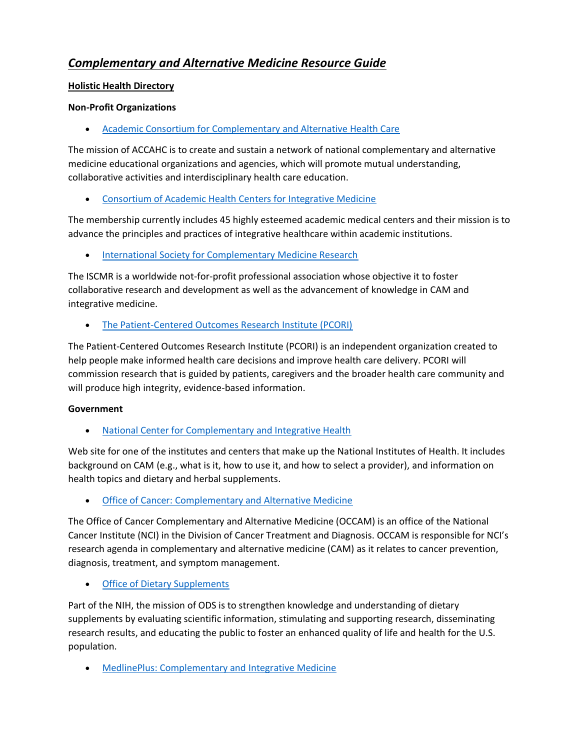# ***Complementary and Alternative Medicine Resource Guide***

## Holistic Health Directory

### Non-Profit Organizations

- Academic Consortium for Complementary and Alternative Health Care

The mission of ACCAHC is to create and sustain a network of national complementary and alternative medicine educational organizations and agencies, which will promote mutual understanding, collaborative activities and interdisciplinary health care education.

- Consortium of Academic Health Centers for Integrative Medicine

The membership currently includes 45 highly esteemed academic medical centers and their mission is to advance the principles and practices of integrative healthcare within academic institutions.

- International Society for Complementary Medicine Research

The ISCMR is a worldwide not-for-profit professional association whose objective it to foster collaborative research and development as well as the advancement of knowledge in CAM and integrative medicine.

- The Patient-Centered Outcomes Research Institute (PCORI)

The Patient-Centered Outcomes Research Institute (PCORI) is an independent organization created to help people make informed health care decisions and improve health care delivery. PCORI will commission research that is guided by patients, caregivers and the broader health care community and will produce high integrity, evidence-based information.

### Government

- National Center for Complementary and Integrative Health

Web site for one of the institutes and centers that make up the National Institutes of Health. It includes background on CAM (e.g., what is it, how to use it, and how to select a provider), and information on health topics and dietary and herbal supplements.

- Office of Cancer: Complementary and Alternative Medicine

The Office of Cancer Complementary and Alternative Medicine (OCCAM) is an office of the National Cancer Institute (NCI) in the Division of Cancer Treatment and Diagnosis. OCCAM is responsible for NCI's research agenda in complementary and alternative medicine (CAM) as it relates to cancer prevention, diagnosis, treatment, and symptom management.

- Office of Dietary Supplements

Part of the NIH, the mission of ODS is to strengthen knowledge and understanding of dietary supplements by evaluating scientific information, stimulating and supporting research, disseminating research results, and educating the public to foster an enhanced quality of life and health for the U.S. population.

- MedlinePlus: Complementary and Integrative Medicine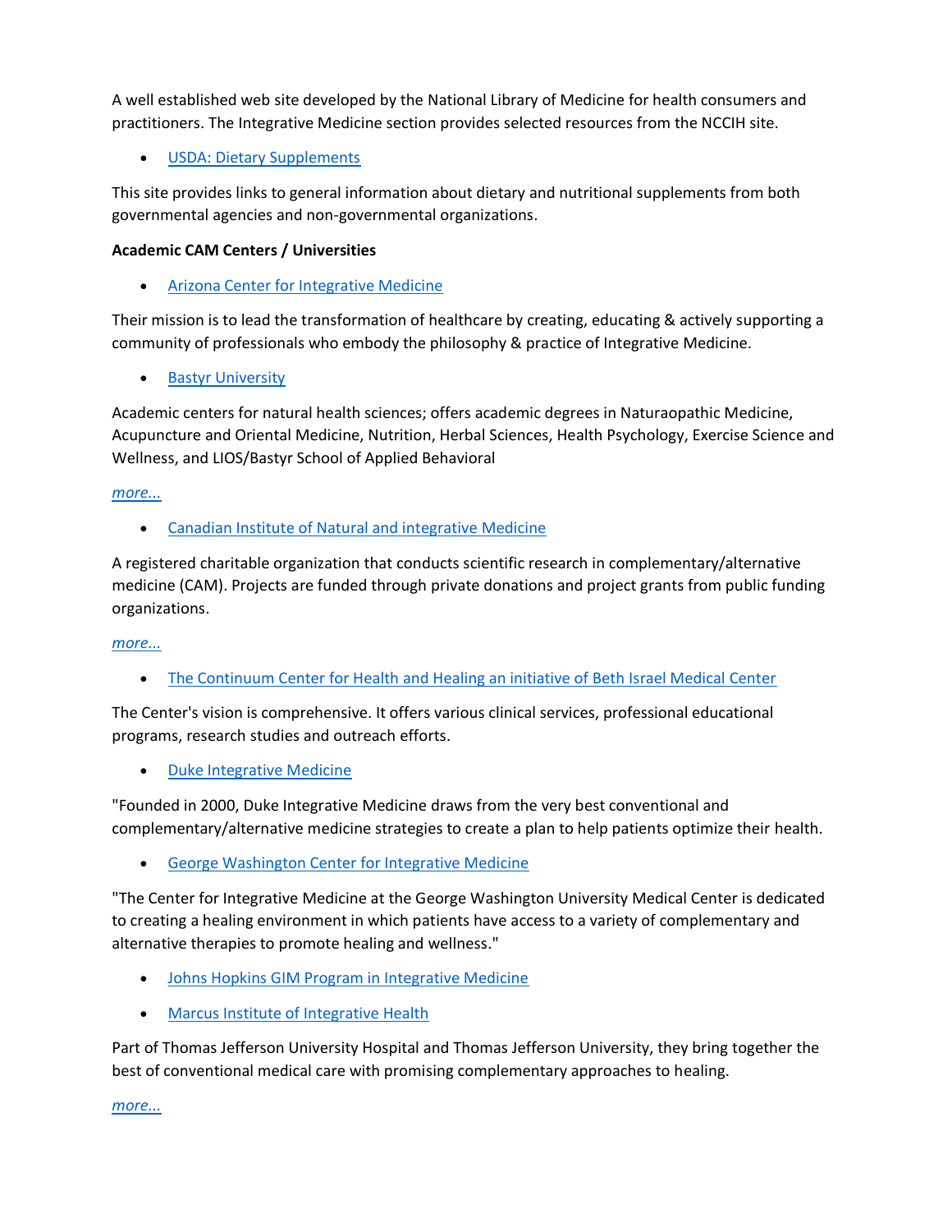A well established web site developed by the National Library of Medicine for health consumers and practitioners. The Integrative Medicine section provides selected resources from the NCCIH site.

- USDA: Dietary Supplements

This site provides links to general information about dietary and nutritional supplements from both governmental agencies and non-governmental organizations.

**Academic CAM Centers / Universities**

- Arizona Center for Integrative Medicine

Their mission is to lead the transformation of healthcare by creating, educating & actively supporting a community of professionals who embody the philosophy & practice of Integrative Medicine.

- Bastyr University

Academic centers for natural health sciences; offers academic degrees in Naturaopathic Medicine, Acupuncture and Oriental Medicine, Nutrition, Herbal Sciences, Health Psychology, Exercise Science and Wellness, and LIOS/Bastyr School of Applied Behavioral

*more...*

- Canadian Institute of Natural and integrative Medicine

A registered charitable organization that conducts scientific research in complementary/alternative medicine (CAM). Projects are funded through private donations and project grants from public funding organizations.

*more...*

- The Continuum Center for Health and Healing an initiative of Beth Israel Medical Center

The Center's vision is comprehensive. It offers various clinical services, professional educational programs, research studies and outreach efforts.

- Duke Integrative Medicine

"Founded in 2000, Duke Integrative Medicine draws from the very best conventional and complementary/alternative medicine strategies to create a plan to help patients optimize their health.

- George Washington Center for Integrative Medicine

"The Center for Integrative Medicine at the George Washington University Medical Center is dedicated to creating a healing environment in which patients have access to a variety of complementary and alternative therapies to promote healing and wellness."

- Johns Hopkins GIM Program in Integrative Medicine
- Marcus Institute of Integrative Health

Part of Thomas Jefferson University Hospital and Thomas Jefferson University, they bring together the best of conventional medical care with promising complementary approaches to healing.

*more...*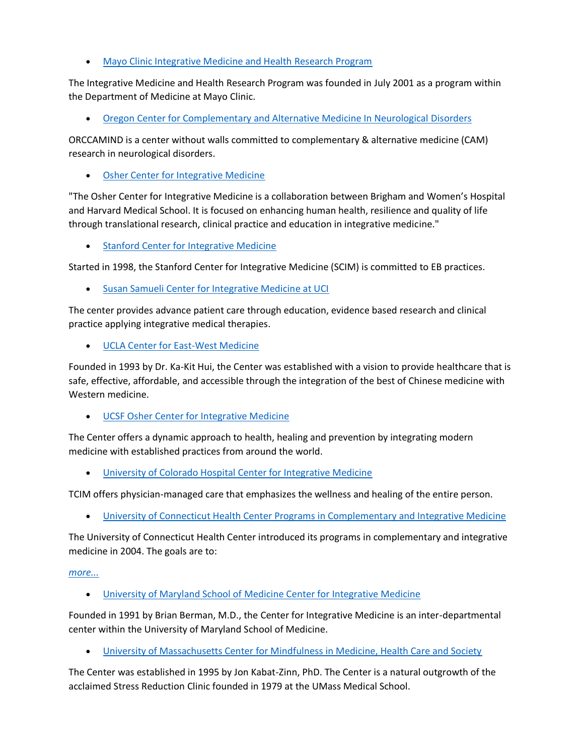- [Mayo Clinic Integrative Medicine and Health Research Program]()

The Integrative Medicine and Health Research Program was founded in July 2001 as a program within the Department of Medicine at Mayo Clinic.

- [Oregon Center for Complementary and Alternative Medicine In Neurological Disorders]()

ORCCAMIND is a center without walls committed to complementary & alternative medicine (CAM) research in neurological disorders.

- [Osher Center for Integrative Medicine]()

"The Osher Center for Integrative Medicine is a collaboration between Brigham and Women's Hospital and Harvard Medical School. It is focused on enhancing human health, resilience and quality of life through translational research, clinical practice and education in integrative medicine."

- [Stanford Center for Integrative Medicine]()

Started in 1998, the Stanford Center for Integrative Medicine (SCIM) is committed to EB practices.

- [Susan Samueli Center for Integrative Medicine at UCI]()

The center provides advance patient care through education, evidence based research and clinical practice applying integrative medical therapies.

- [UCLA Center for East-West Medicine]()

Founded in 1993 by Dr. Ka-Kit Hui, the Center was established with a vision to provide healthcare that is safe, effective, affordable, and accessible through the integration of the best of Chinese medicine with Western medicine.

- [UCSF Osher Center for Integrative Medicine]()

The Center offers a dynamic approach to health, healing and prevention by integrating modern medicine with established practices from around the world.

- [University of Colorado Hospital Center for Integrative Medicine]()

TCIM offers physician-managed care that emphasizes the wellness and healing of the entire person.

- [University of Connecticut Health Center Programs in Complementary and Integrative Medicine]()

The University of Connecticut Health Center introduced its programs in complementary and integrative medicine in 2004. The goals are to:

[*more...*]()

- [University of Maryland School of Medicine Center for Integrative Medicine]()

Founded in 1991 by Brian Berman, M.D., the Center for Integrative Medicine is an inter-departmental center within the University of Maryland School of Medicine.

- [University of Massachusetts Center for Mindfulness in Medicine, Health Care and Society]()

The Center was established in 1995 by Jon Kabat-Zinn, PhD. The Center is a natural outgrowth of the acclaimed Stress Reduction Clinic founded in 1979 at the UMass Medical School.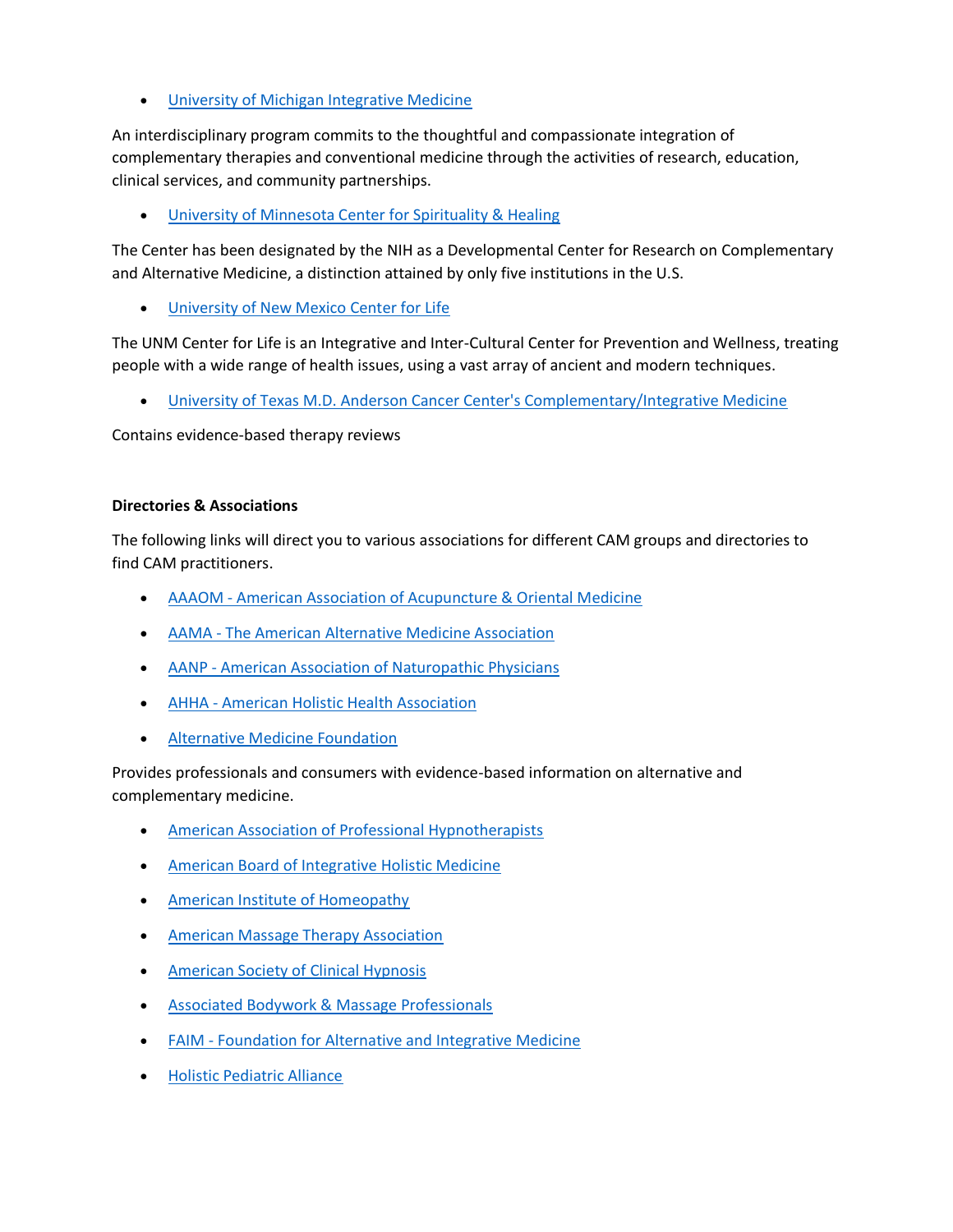- University of Michigan Integrative Medicine

An interdisciplinary program commits to the thoughtful and compassionate integration of complementary therapies and conventional medicine through the activities of research, education, clinical services, and community partnerships.

- University of Minnesota Center for Spirituality & Healing

The Center has been designated by the NIH as a Developmental Center for Research on Complementary and Alternative Medicine, a distinction attained by only five institutions in the U.S.

- University of New Mexico Center for Life

The UNM Center for Life is an Integrative and Inter-Cultural Center for Prevention and Wellness, treating people with a wide range of health issues, using a vast array of ancient and modern techniques.

- University of Texas M.D. Anderson Cancer Center's Complementary/Integrative Medicine

Contains evidence-based therapy reviews

**Directories & Associations**

The following links will direct you to various associations for different CAM groups and directories to find CAM practitioners.

- AAAOM - American Association of Acupuncture & Oriental Medicine
- AAMA - The American Alternative Medicine Association
- AANP - American Association of Naturopathic Physicians
- AHHA - American Holistic Health Association
- Alternative Medicine Foundation

Provides professionals and consumers with evidence-based information on alternative and complementary medicine.

- American Association of Professional Hypnotherapists
- American Board of Integrative Holistic Medicine
- American Institute of Homeopathy
- American Massage Therapy Association
- American Society of Clinical Hypnosis
- Associated Bodywork & Massage Professionals
- FAIM - Foundation for Alternative and Integrative Medicine
- Holistic Pediatric Alliance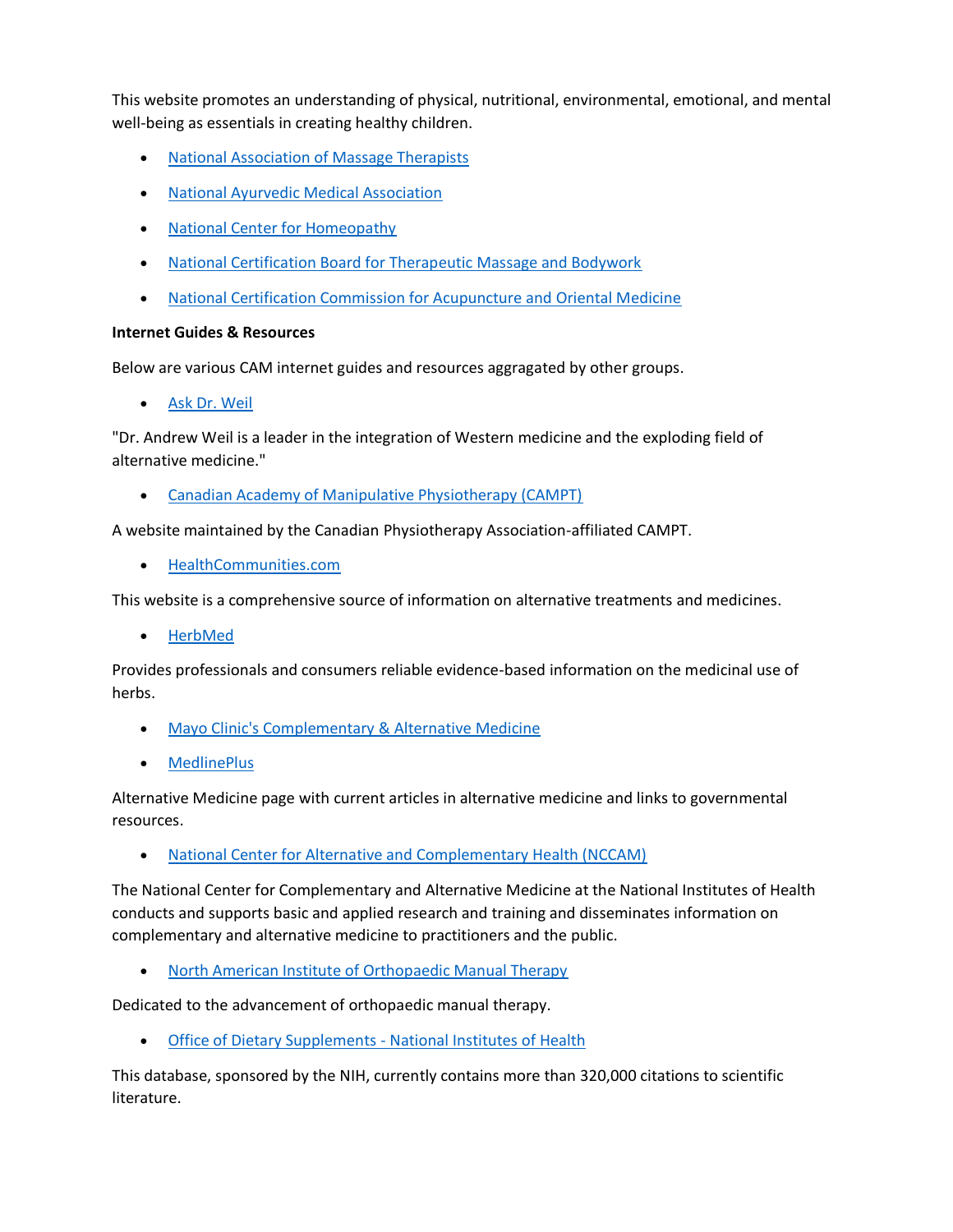This website promotes an understanding of physical, nutritional, environmental, emotional, and mental well-being as essentials in creating healthy children.

- National Association of Massage Therapists
- National Ayurvedic Medical Association
- National Center for Homeopathy
- National Certification Board for Therapeutic Massage and Bodywork
- National Certification Commission for Acupuncture and Oriental Medicine

**Internet Guides & Resources**

Below are various CAM internet guides and resources aggregated by other groups.

- Ask Dr. Weil

"Dr. Andrew Weil is a leader in the integration of Western medicine and the exploding field of alternative medicine."

- Canadian Academy of Manipulative Physiotherapy (CAMPT)

A website maintained by the Canadian Physiotherapy Association-affiliated CAMPT.

- HealthCommunities.com

This website is a comprehensive source of information on alternative treatments and medicines.

- HerbMed

Provides professionals and consumers reliable evidence-based information on the medicinal use of herbs.

- Mayo Clinic's Complementary & Alternative Medicine
- MedlinePlus

Alternative Medicine page with current articles in alternative medicine and links to governmental resources.

- National Center for Alternative and Complementary Health (NCCAM)

The National Center for Complementary and Alternative Medicine at the National Institutes of Health conducts and supports basic and applied research and training and disseminates information on complementary and alternative medicine to practitioners and the public.

- North American Institute of Orthopaedic Manual Therapy

Dedicated to the advancement of orthopaedic manual therapy.

- Office of Dietary Supplements - National Institutes of Health

This database, sponsored by the NIH, currently contains more than 320,000 citations to scientific literature.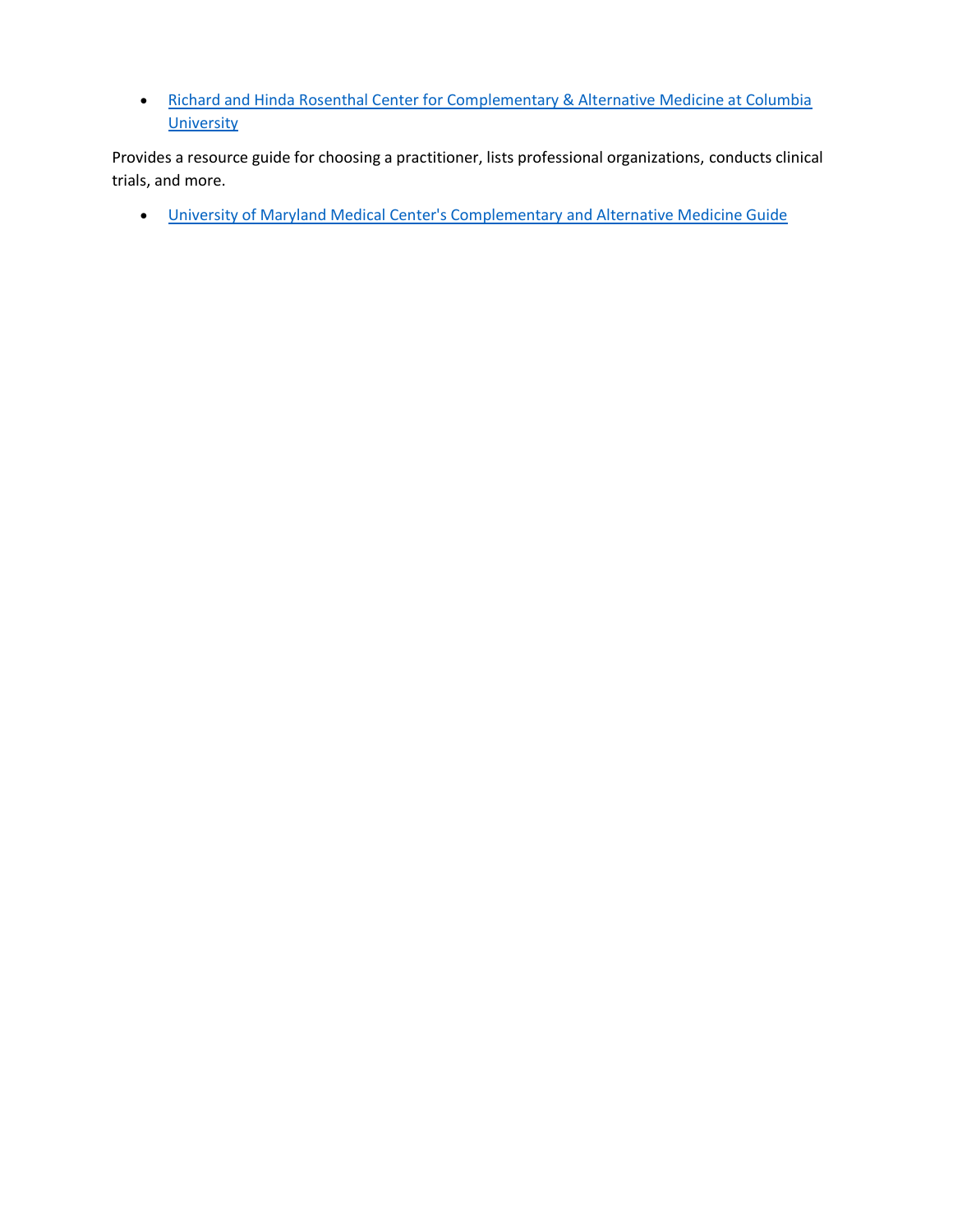- Richard and Hinda Rosenthal Center for Complementary & Alternative Medicine at Columbia University

Provides a resource guide for choosing a practitioner, lists professional organizations, conducts clinical trials, and more.

- University of Maryland Medical Center's Complementary and Alternative Medicine Guide